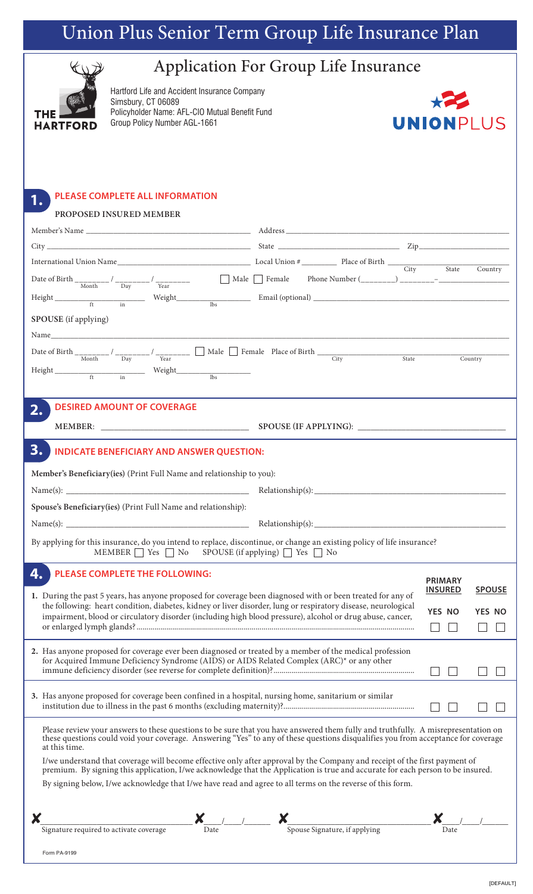# Union Plus Senior Term Group Life Insurance Plan

## Application For Group Life Insurance

THE HARTFORD

Hartford Life and Accident Insurance Company
Simsbury, CT 06089
Policyholder Name: AFL-CIO Mutual Benefit Fund
Group Policy Number AGL-1661

UNIONPLUS

## 1. PLEASE COMPLETE ALL INFORMATION

**PROPOSED INSURED MEMBER**

Member's Name ____________________ Address ____________________

City ____________________ State ____________________ Zip ____________________

International Union Name ____________________ Local Union # __________ Place of Birth ____________________ (City / State / Country)

Date of Birth ______ / ______ / ______ (Month / Day / Year) ☐ Male ☐ Female Phone Number (______) ______-__________

Height ______ ft ______ in Weight ______ lbs Email (optional) ____________________

**SPOUSE** (if applying)

Name ________________________________________

Date of Birth ______ / ______ / ______ (Month / Day / Year) ☐ Male ☐ Female Place of Birth ____________________ (City / State / Country)

Height ______ ft ______ in Weight ______ lbs

## 2. DESIRED AMOUNT OF COVERAGE

**MEMBER:** ____________________ **SPOUSE (IF APPLYING):** ____________________

## 3. INDICATE BENEFICIARY AND ANSWER QUESTION:

**Member's Beneficiary(ies)** (Print Full Name and relationship to you):

Name(s): ____________________ Relationship(s): ____________________

**Spouse's Beneficiary(ies)** (Print Full Name and relationship):

Name(s): ____________________ Relationship(s): ____________________

By applying for this insurance, do you intend to replace, discontinue, or change an existing policy of life insurance?
MEMBER ☐ Yes ☐ No SPOUSE (if applying) ☐ Yes ☐ No

## 4. PLEASE COMPLETE THE FOLLOWING:

| Question | PRIMARY INSURED YES | PRIMARY INSURED NO | SPOUSE YES | SPOUSE NO |
|---|---|---|---|---|
| **1.** During the past 5 years, has anyone proposed for coverage been diagnosed with or been treated for any of the following: heart condition, diabetes, kidney or liver disorder, lung or respiratory disease, neurological impairment, blood or circulatory disorder (including high blood pressure), alcohol or drug abuse, cancer, or enlarged lymph glands? | ☐ | ☐ | ☐ | ☐ |
| **2.** Has anyone proposed for coverage ever been diagnosed or treated by a member of the medical profession for Acquired Immune Deficiency Syndrome (AIDS) or AIDS Related Complex (ARC)* or any other immune deficiency disorder (see reverse for complete definition)? | ☐ | ☐ | ☐ | ☐ |
| **3.** Has anyone proposed for coverage been confined in a hospital, nursing home, sanitarium or similar institution due to illness in the past 6 months (excluding maternity)? | ☐ | ☐ | ☐ | ☐ |

Please review your answers to these questions to be sure that you have answered them fully and truthfully. A misrepresentation on these questions could void your coverage. Answering "Yes" to any of these questions disqualifies you from acceptance for coverage at this time.

I/we understand that coverage will become effective only after approval by the Company and receipt of the first payment of premium. By signing this application, I/we acknowledge that the Application is true and accurate for each person to be insured.

By signing below, I/we acknowledge that I/we have read and agree to all terms on the reverse of this form.

✘ ____________________ ✘ ___/___/___ ✘ ____________________ ✘ ___/___/___
Signature required to activate coverage | Date | Spouse Signature, if applying | Date

Form PA-9199

[DEFAULT]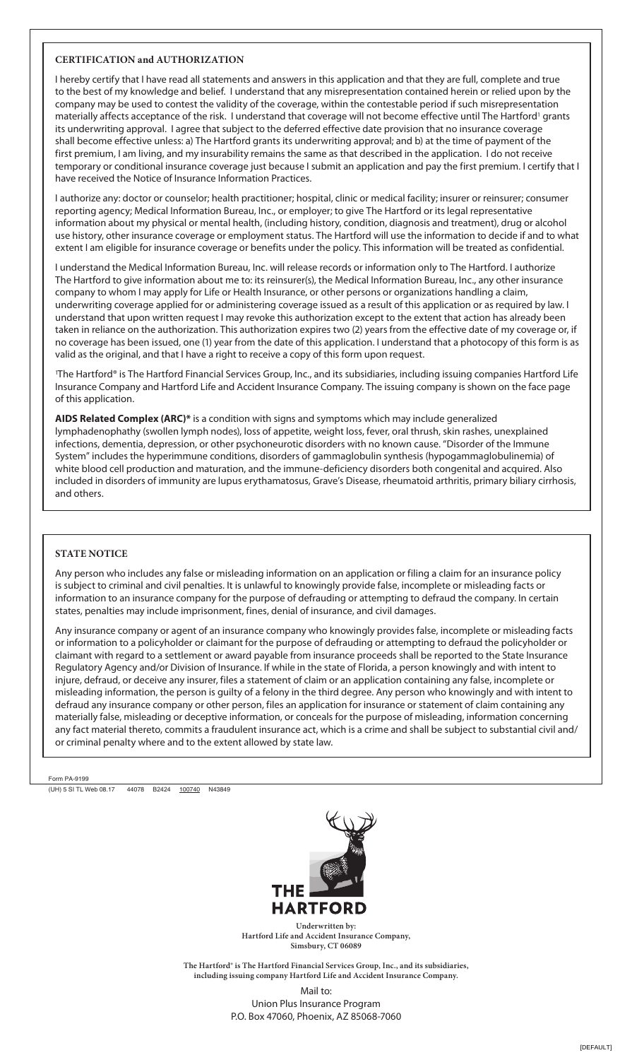## CERTIFICATION and AUTHORIZATION

I hereby certify that I have read all statements and answers in this application and that they are full, complete and true to the best of my knowledge and belief. I understand that any misrepresentation contained herein or relied upon by the company may be used to contest the validity of the coverage, within the contestable period if such misrepresentation materially affects acceptance of the risk. I understand that coverage will not become effective until The Hartford[1] grants its underwriting approval. I agree that subject to the deferred effective date provision that no insurance coverage shall become effective unless: a) The Hartford grants its underwriting approval; and b) at the time of payment of the first premium, I am living, and my insurability remains the same as that described in the application. I do not receive temporary or conditional insurance coverage just because I submit an application and pay the first premium. I certify that I have received the Notice of Insurance Information Practices.

I authorize any: doctor or counselor; health practitioner; hospital, clinic or medical facility; insurer or reinsurer; consumer reporting agency; Medical Information Bureau, Inc., or employer; to give The Hartford or its legal representative information about my physical or mental health, (including history, condition, diagnosis and treatment), drug or alcohol use history, other insurance coverage or employment status. The Hartford will use the information to decide if and to what extent I am eligible for insurance coverage or benefits under the policy. This information will be treated as confidential.

I understand the Medical Information Bureau, Inc. will release records or information only to The Hartford. I authorize The Hartford to give information about me to: its reinsurer(s), the Medical Information Bureau, Inc., any other insurance company to whom I may apply for Life or Health Insurance, or other persons or organizations handling a claim, underwriting coverage applied for or administering coverage issued as a result of this application or as required by law. I understand that upon written request I may revoke this authorization except to the extent that action has already been taken in reliance on the authorization. This authorization expires two (2) years from the effective date of my coverage or, if no coverage has been issued, one (1) year from the date of this application. I understand that a photocopy of this form is as valid as the original, and that I have a right to receive a copy of this form upon request.

[1]The Hartford® is The Hartford Financial Services Group, Inc., and its subsidiaries, including issuing companies Hartford Life Insurance Company and Hartford Life and Accident Insurance Company. The issuing company is shown on the face page of this application.

**AIDS Related Complex (ARC)*** is a condition with signs and symptoms which may include generalized lymphadenophathy (swollen lymph nodes), loss of appetite, weight loss, fever, oral thrush, skin rashes, unexplained infections, dementia, depression, or other psychoneurotic disorders with no known cause. "Disorder of the Immune System" includes the hyperimmune conditions, disorders of gammaglobulin synthesis (hypogammaglobulinemia) of white blood cell production and maturation, and the immune-deficiency disorders both congenital and acquired. Also included in disorders of immunity are lupus erythamatosus, Grave's Disease, rheumatoid arthritis, primary biliary cirrhosis, and others.

## STATE NOTICE

Any person who includes any false or misleading information on an application or filing a claim for an insurance policy is subject to criminal and civil penalties. It is unlawful to knowingly provide false, incomplete or misleading facts or information to an insurance company for the purpose of defrauding or attempting to defraud the company. In certain states, penalties may include imprisonment, fines, denial of insurance, and civil damages.

Any insurance company or agent of an insurance company who knowingly provides false, incomplete or misleading facts or information to a policyholder or claimant for the purpose of defrauding or attempting to defraud the policyholder or claimant with regard to a settlement or award payable from insurance proceeds shall be reported to the State Insurance Regulatory Agency and/or Division of Insurance. If while in the state of Florida, a person knowingly and with intent to injure, defraud, or deceive any insurer, files a statement of claim or an application containing any false, incomplete or misleading information, the person is guilty of a felony in the third degree. Any person who knowingly and with intent to defraud any insurance company or other person, files an application for insurance or statement of claim containing any materially false, misleading or deceptive information, or conceals for the purpose of misleading, information concerning any fact material thereto, commits a fraudulent insurance act, which is a crime and shall be subject to substantial civil and/or criminal penalty where and to the extent allowed by state law.

Form PA-9199
(UH) 5 SI TL Web 08.17 44078 B2424 100740 N43849

THE HARTFORD

**Underwritten by:**
**Hartford Life and Accident Insurance Company,**
**Simsbury, CT 06089**

**The Hartford® is The Hartford Financial Services Group, Inc., and its subsidiaries, including issuing company Hartford Life and Accident Insurance Company.**

Mail to:
Union Plus Insurance Program
P.O. Box 47060, Phoenix, AZ 85068-7060

[DEFAULT]